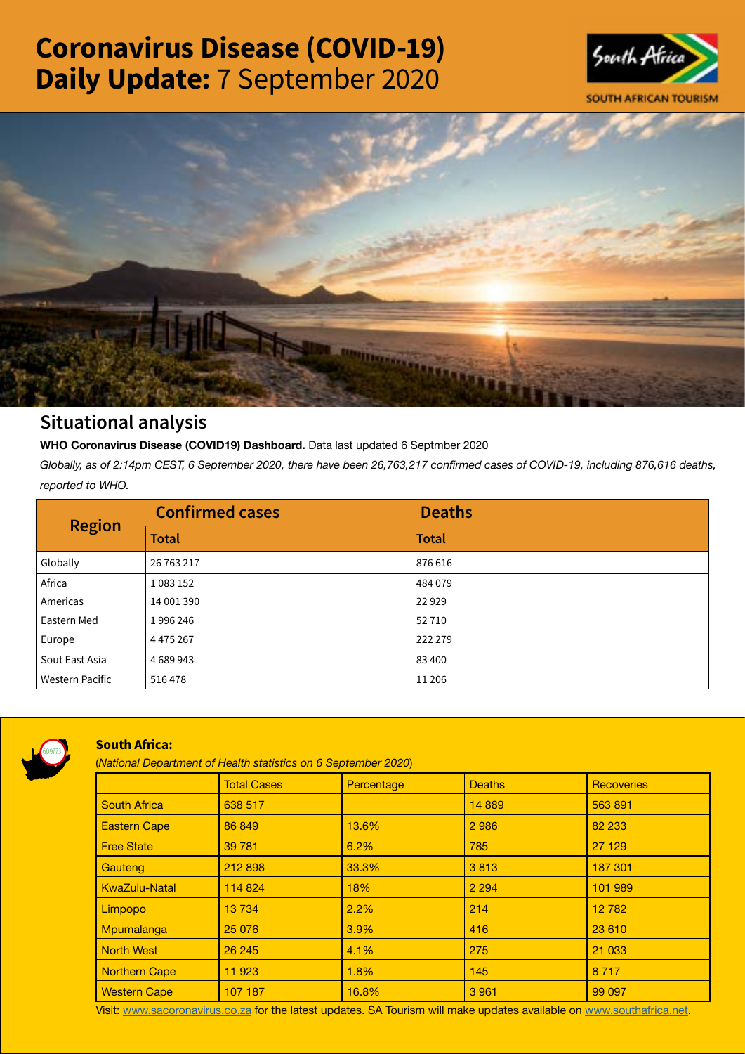# Coronavirus Disease (COVID-19) Daily Update: 7 September 2020

SOUTH AFRICAN TOURISM

## Situational analysis

**WHO Coronavirus Disease (COVID19) Dashboard.** Data last updated 6 Septmber 2020

*Globally, as of 2:14pm CEST, 6 September 2020, there have been 26,763,217 confirmed cases of COVID-19, including 876,616 deaths, reported to WHO.*

| Region | Confirmed cases | Deaths |
|---|---|---|
| | Total | Total |
| Globally | 26 763 217 | 876 616 |
| Africa | 1 083 152 | 484 079 |
| Americas | 14 001 390 | 22 929 |
| Eastern Med | 1 996 246 | 52 710 |
| Europe | 4 475 267 | 222 279 |
| Sout East Asia | 4 689 943 | 83 400 |
| Western Pacific | 516 478 | 11 206 |

### South Africa:

(*National Department of Health statistics on 6 September 2020*)

| | Total Cases | Percentage | Deaths | Recoveries |
|---|---|---|---|---|
| South Africa | 638 517 | | 14 889 | 563 891 |
| Eastern Cape | 86 849 | 13.6% | 2 986 | 82 233 |
| Free State | 39 781 | 6.2% | 785 | 27 129 |
| Gauteng | 212 898 | 33.3% | 3 813 | 187 301 |
| KwaZulu-Natal | 114 824 | 18% | 2 294 | 101 989 |
| Limpopo | 13 734 | 2.2% | 214 | 12 782 |
| Mpumalanga | 25 076 | 3.9% | 416 | 23 610 |
| North West | 26 245 | 4.1% | 275 | 21 033 |
| Northern Cape | 11 923 | 1.8% | 145 | 8 717 |
| Western Cape | 107 187 | 16.8% | 3 961 | 99 097 |

Visit: www.sacoronavirus.co.za for the latest updates. SA Tourism will make updates available on www.southafrica.net.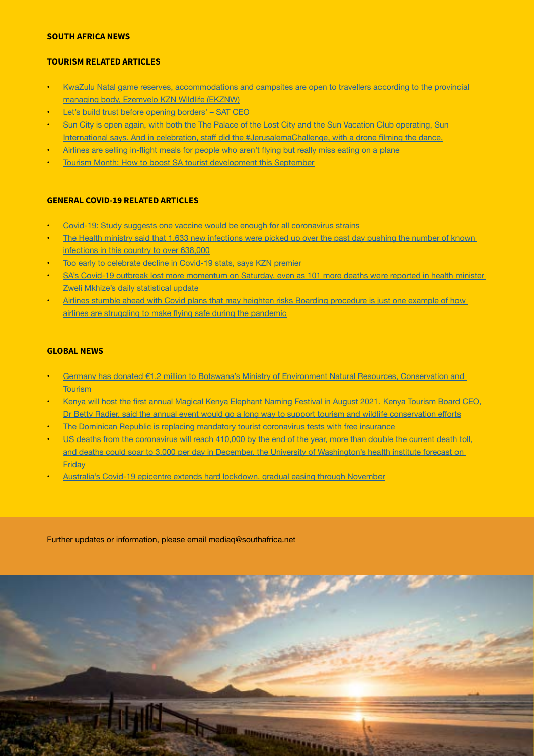**SOUTH AFRICA NEWS**

**TOURISM RELATED ARTICLES**

- KwaZulu Natal game reserves, accommodations and campsites are open to travellers according to the provincial managing body, Ezemvelo KZN Wildlife (EKZNW)
- Let's build trust before opening borders' – SAT CEO
- Sun City is open again, with both the The Palace of the Lost City and the Sun Vacation Club operating, Sun International says. And in celebration, staff did the #JerusalemaChallenge, with a drone filming the dance.
- Airlines are selling in-flight meals for people who aren't flying but really miss eating on a plane
- Tourism Month: How to boost SA tourist development this September

**GENERAL COVID-19 RELATED ARTICLES**

- Covid-19: Study suggests one vaccine would be enough for all coronavirus strains
- The Health ministry said that 1,633 new infections were picked up over the past day pushing the number of known infections in this country to over 638,000
- Too early to celebrate decline in Covid-19 stats, says KZN premier
- SA's Covid-19 outbreak lost more momentum on Saturday, even as 101 more deaths were reported in health minister Zweli Mkhize's daily statistical update
- Airlines stumble ahead with Covid plans that may heighten risks Boarding procedure is just one example of how airlines are struggling to make flying safe during the pandemic

**GLOBAL NEWS**

- Germany has donated €1.2 million to Botswana's Ministry of Environment Natural Resources, Conservation and Tourism
- Kenya will host the first annual Magical Kenya Elephant Naming Festival in August 2021. Kenya Tourism Board CEO, Dr Betty Radier, said the annual event would go a long way to support tourism and wildlife conservation efforts
- The Dominican Republic is replacing mandatory tourist coronavirus tests with free insurance
- US deaths from the coronavirus will reach 410,000 by the end of the year, more than double the current death toll, and deaths could soar to 3,000 per day in December, the University of Washington's health institute forecast on Friday
- Australia's Covid-19 epicentre extends hard lockdown, gradual easing through November

Further updates or information, please email mediaq@southafrica.net